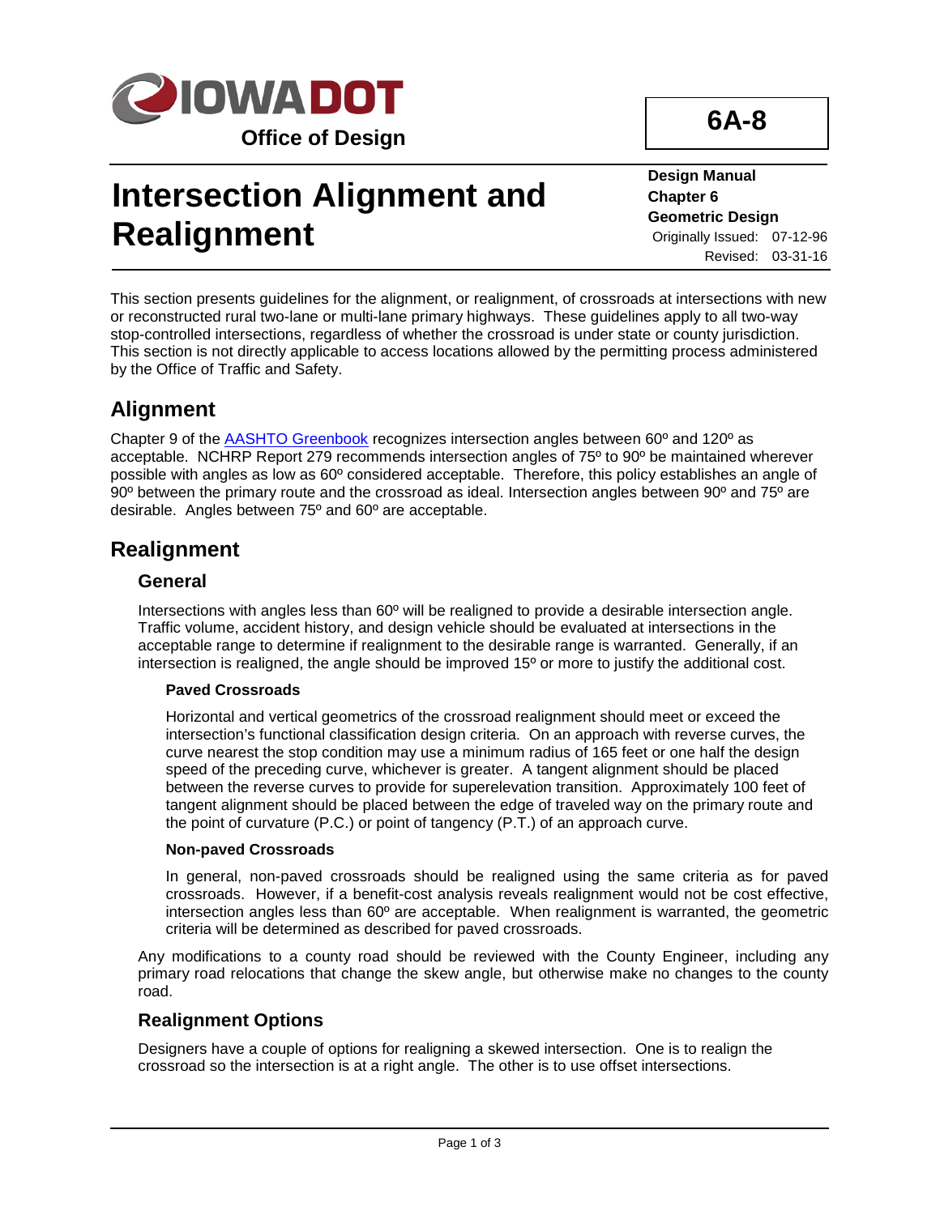**IOWA DOT**
**Office of Design**

**6A-8**

# Intersection Alignment and Realignment

**Design Manual**
**Chapter 6**
**Geometric Design**
Originally Issued: 07-12-96
Revised: 03-31-16

This section presents guidelines for the alignment, or realignment, of crossroads at intersections with new or reconstructed rural two-lane or multi-lane primary highways. These guidelines apply to all two-way stop-controlled intersections, regardless of whether the crossroad is under state or county jurisdiction. This section is not directly applicable to access locations allowed by the permitting process administered by the Office of Traffic and Safety.

## Alignment

Chapter 9 of the AASHTO Greenbook recognizes intersection angles between 60º and 120º as acceptable. NCHRP Report 279 recommends intersection angles of 75º to 90º be maintained wherever possible with angles as low as 60º considered acceptable. Therefore, this policy establishes an angle of 90º between the primary route and the crossroad as ideal. Intersection angles between 90º and 75º are desirable. Angles between 75º and 60º are acceptable.

## Realignment

### General

Intersections with angles less than 60º will be realigned to provide a desirable intersection angle. Traffic volume, accident history, and design vehicle should be evaluated at intersections in the acceptable range to determine if realignment to the desirable range is warranted. Generally, if an intersection is realigned, the angle should be improved 15º or more to justify the additional cost.

#### Paved Crossroads

Horizontal and vertical geometrics of the crossroad realignment should meet or exceed the intersection's functional classification design criteria. On an approach with reverse curves, the curve nearest the stop condition may use a minimum radius of 165 feet or one half the design speed of the preceding curve, whichever is greater. A tangent alignment should be placed between the reverse curves to provide for superelevation transition. Approximately 100 feet of tangent alignment should be placed between the edge of traveled way on the primary route and the point of curvature (P.C.) or point of tangency (P.T.) of an approach curve.

#### Non-paved Crossroads

In general, non-paved crossroads should be realigned using the same criteria as for paved crossroads. However, if a benefit-cost analysis reveals realignment would not be cost effective, intersection angles less than 60º are acceptable. When realignment is warranted, the geometric criteria will be determined as described for paved crossroads.

Any modifications to a county road should be reviewed with the County Engineer, including any primary road relocations that change the skew angle, but otherwise make no changes to the county road.

### Realignment Options

Designers have a couple of options for realigning a skewed intersection. One is to realign the crossroad so the intersection is at a right angle. The other is to use offset intersections.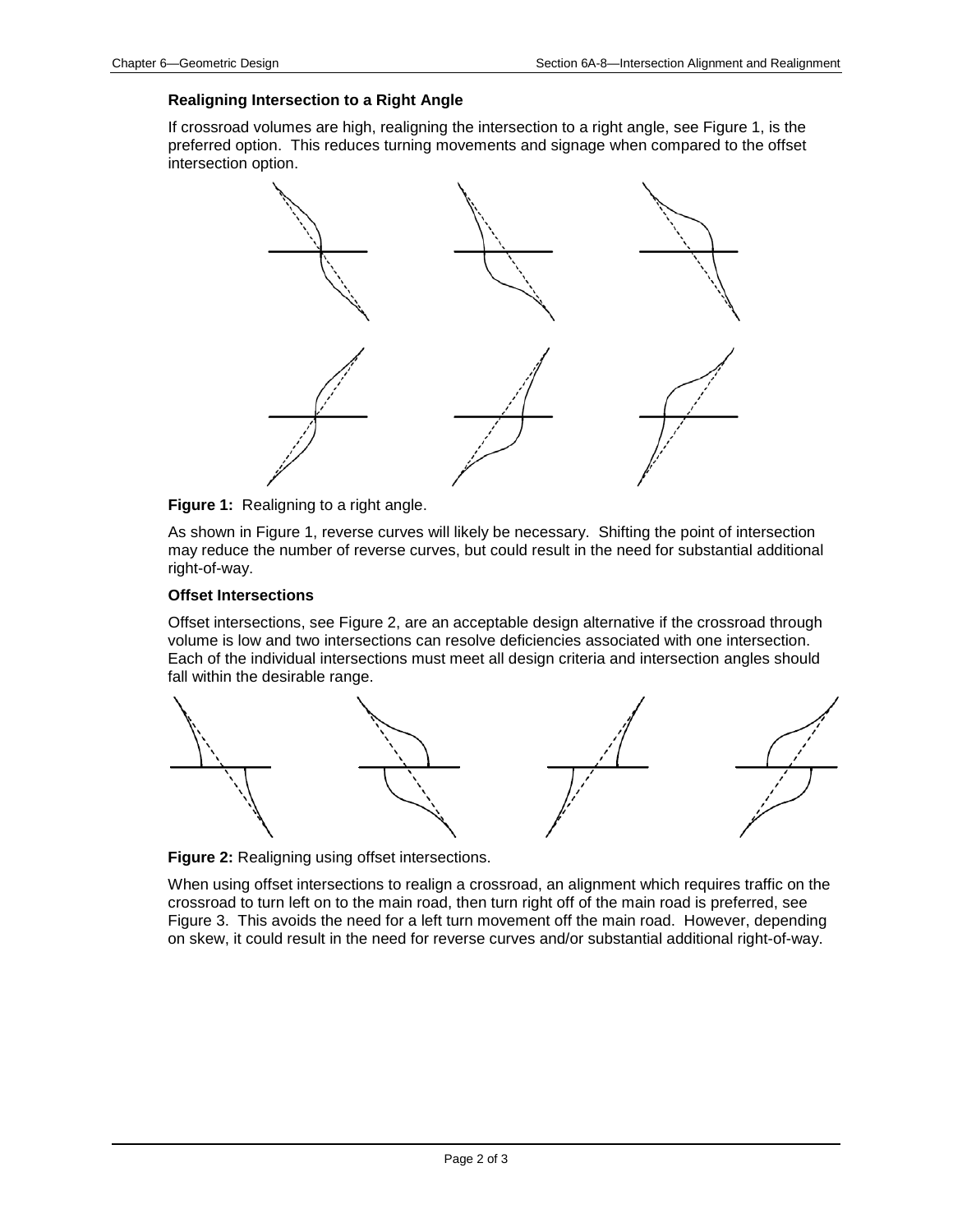### Realigning Intersection to a Right Angle

If crossroad volumes are high, realigning the intersection to a right angle, see Figure 1, is the preferred option. This reduces turning movements and signage when compared to the offset intersection option.

**Figure 1:** Realigning to a right angle.

As shown in Figure 1, reverse curves will likely be necessary. Shifting the point of intersection may reduce the number of reverse curves, but could result in the need for substantial additional right-of-way.

### Offset Intersections

Offset intersections, see Figure 2, are an acceptable design alternative if the crossroad through volume is low and two intersections can resolve deficiencies associated with one intersection. Each of the individual intersections must meet all design criteria and intersection angles should fall within the desirable range.

**Figure 2:** Realigning using offset intersections.

When using offset intersections to realign a crossroad, an alignment which requires traffic on the crossroad to turn left on to the main road, then turn right off of the main road is preferred, see Figure 3. This avoids the need for a left turn movement off the main road. However, depending on skew, it could result in the need for reverse curves and/or substantial additional right-of-way.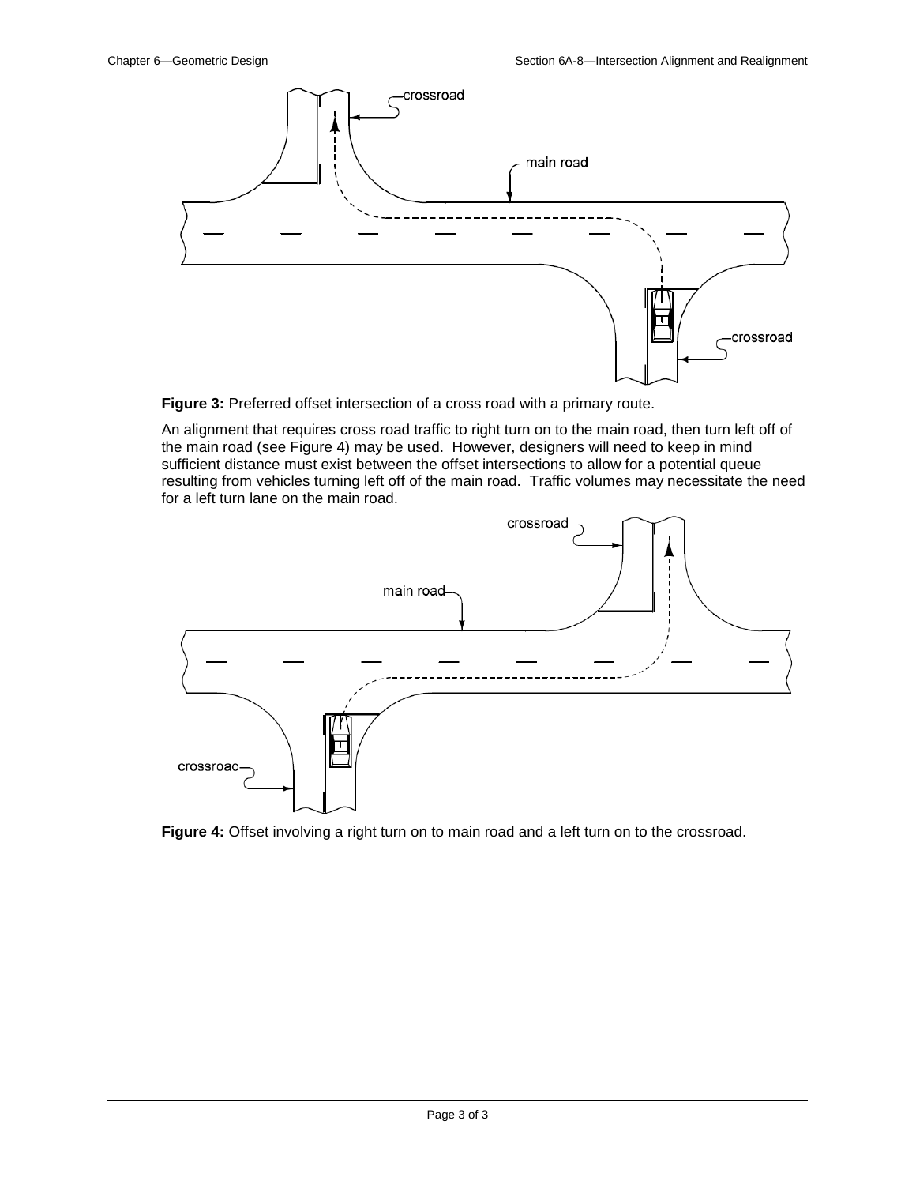**Figure 3:** Preferred offset intersection of a cross road with a primary route.

An alignment that requires cross road traffic to right turn on to the main road, then turn left off of the main road (see Figure 4) may be used. However, designers will need to keep in mind sufficient distance must exist between the offset intersections to allow for a potential queue resulting from vehicles turning left off of the main road. Traffic volumes may necessitate the need for a left turn lane on the main road.

**Figure 4:** Offset involving a right turn on to main road and a left turn on to the crossroad.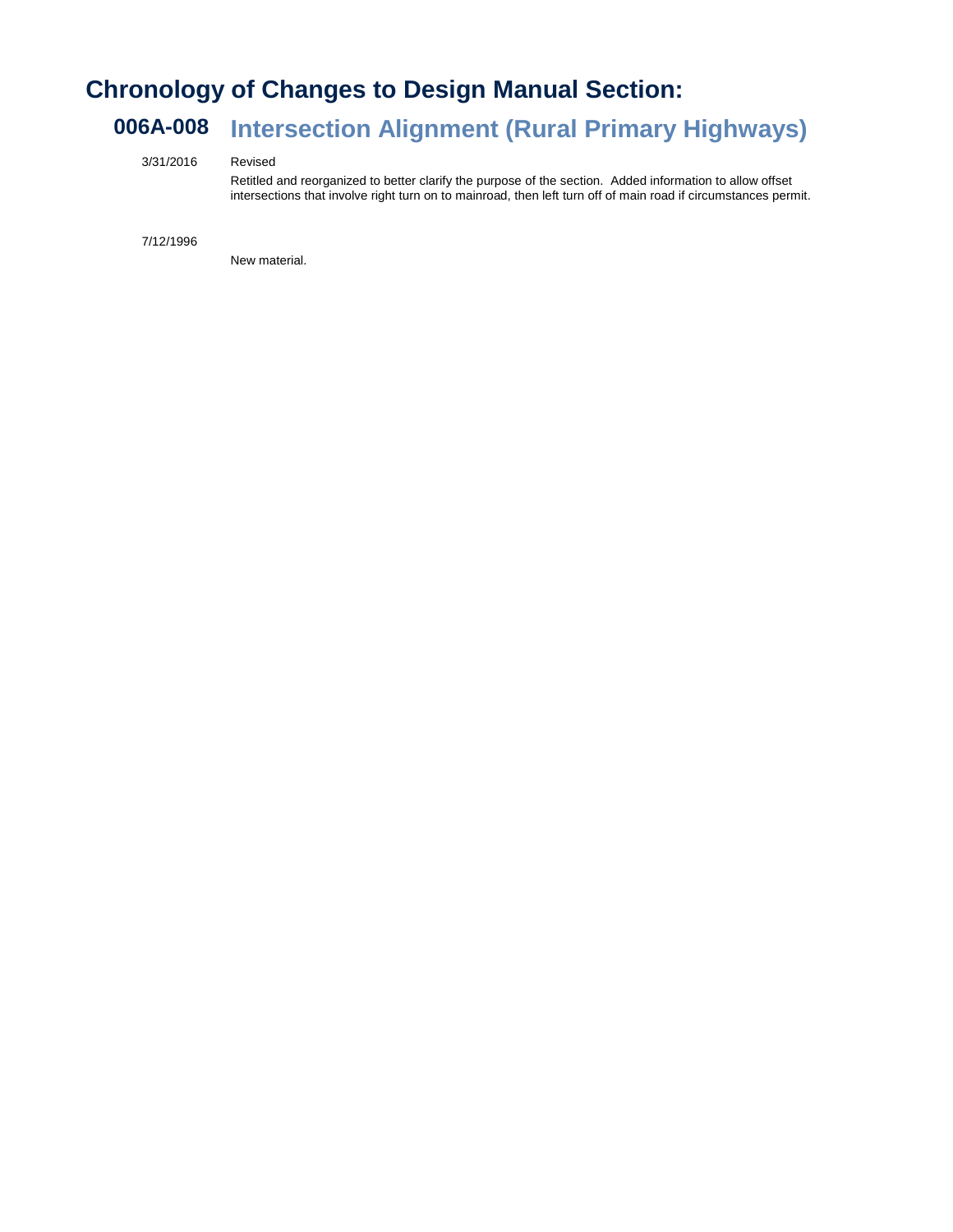# Chronology of Changes to Design Manual Section:

## 006A-008 Intersection Alignment (Rural Primary Highways)

3/31/2016 Revised

Retitled and reorganized to better clarify the purpose of the section. Added information to allow offset intersections that involve right turn on to mainroad, then left turn off of main road if circumstances permit.

7/12/1996

New material.